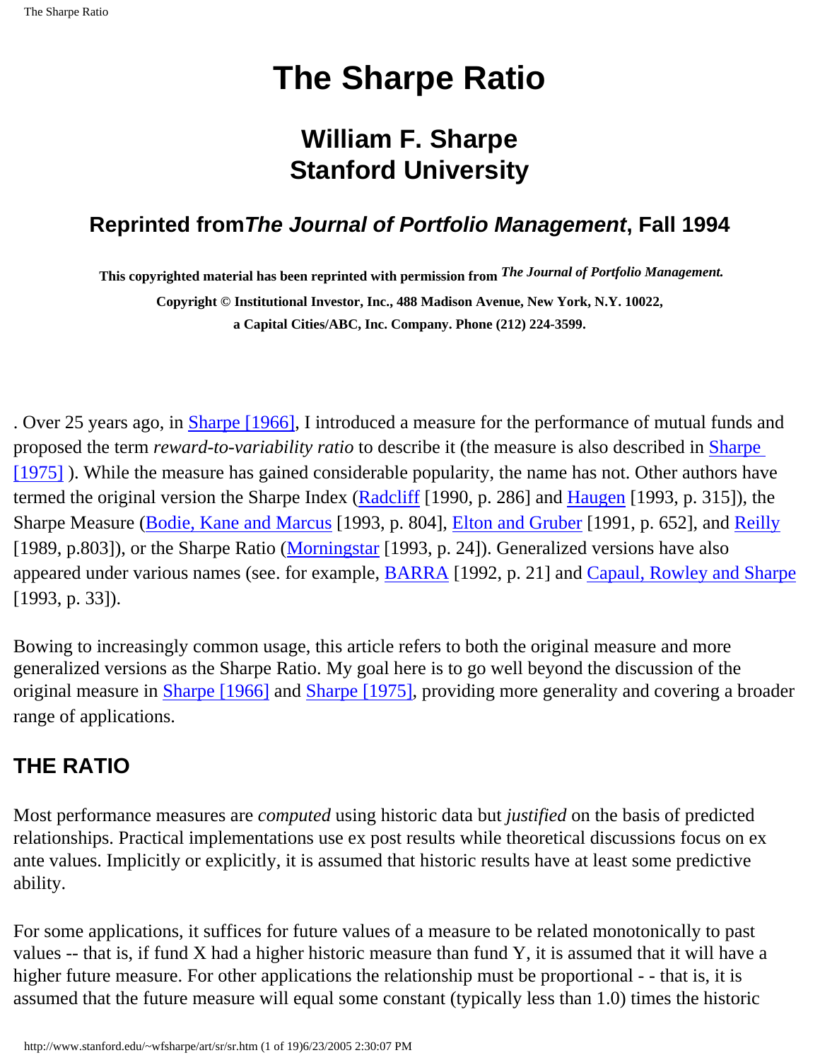# The Sharpe Ratio

## William F. Sharpe
## Stanford University

### Reprinted from *The Journal of Portfolio Management*, Fall 1994

**This copyrighted material has been reprinted with permission from *The Journal of Portfolio Management.***

**Copyright © Institutional Investor, Inc., 488 Madison Avenue, New York, N.Y. 10022, a Capital Cities/ABC, Inc. Company. Phone (212) 224-3599.**

. Over 25 years ago, in Sharpe [1966], I introduced a measure for the performance of mutual funds and proposed the term *reward-to-variability ratio* to describe it (the measure is also described in Sharpe [1975] ). While the measure has gained considerable popularity, the name has not. Other authors have termed the original version the Sharpe Index (Radcliff [1990, p. 286] and Haugen [1993, p. 315]), the Sharpe Measure (Bodie, Kane and Marcus [1993, p. 804], Elton and Gruber [1991, p. 652], and Reilly [1989, p.803]), or the Sharpe Ratio (Morningstar [1993, p. 24]). Generalized versions have also appeared under various names (see. for example, BARRA [1992, p. 21] and Capaul, Rowley and Sharpe [1993, p. 33]).

Bowing to increasingly common usage, this article refers to both the original measure and more generalized versions as the Sharpe Ratio. My goal here is to go well beyond the discussion of the original measure in Sharpe [1966] and Sharpe [1975], providing more generality and covering a broader range of applications.

## THE RATIO

Most performance measures are *computed* using historic data but *justified* on the basis of predicted relationships. Practical implementations use ex post results while theoretical discussions focus on ex ante values. Implicitly or explicitly, it is assumed that historic results have at least some predictive ability.

For some applications, it suffices for future values of a measure to be related monotonically to past values -- that is, if fund X had a higher historic measure than fund Y, it is assumed that it will have a higher future measure. For other applications the relationship must be proportional - - that is, it is assumed that the future measure will equal some constant (typically less than 1.0) times the historic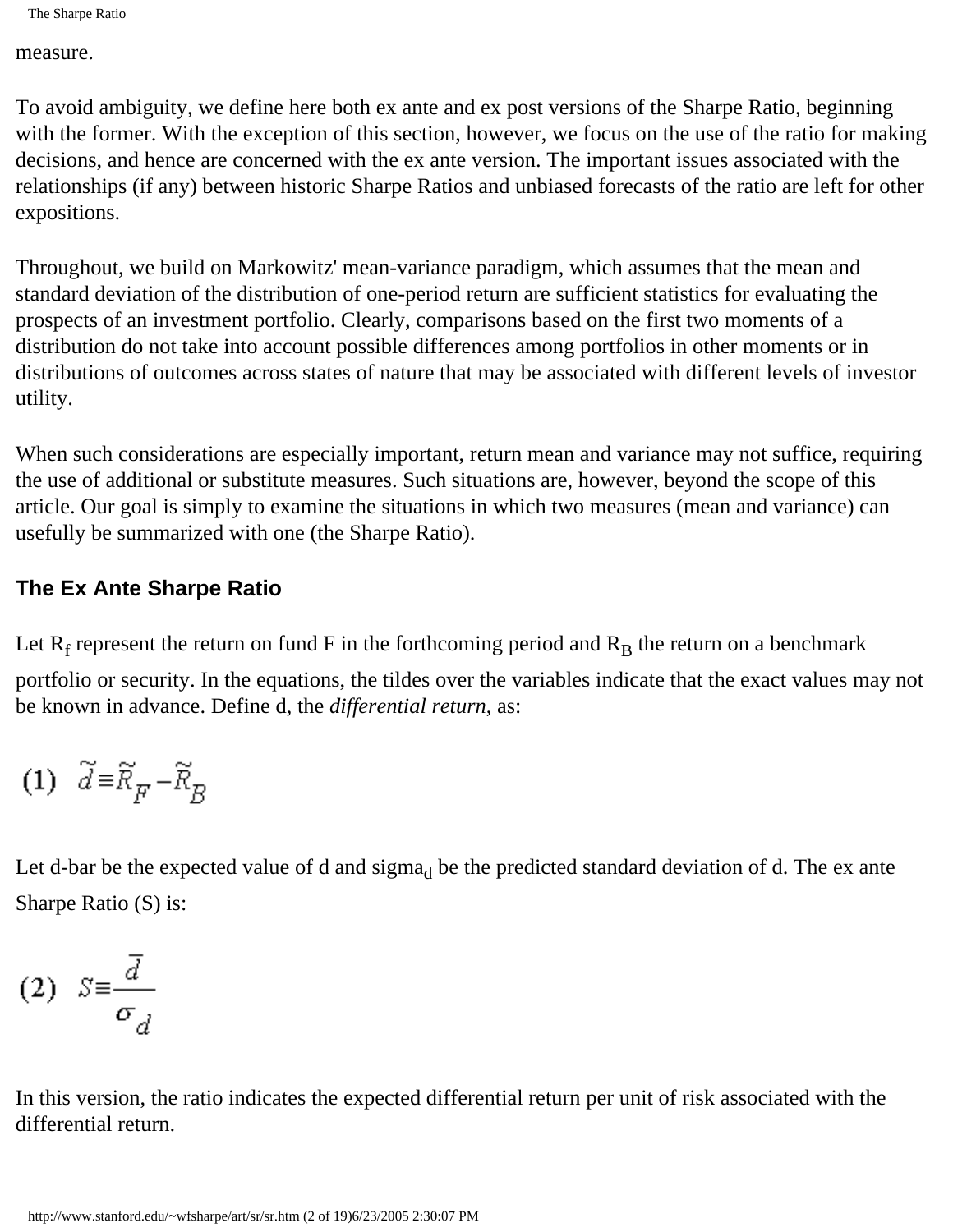measure.

To avoid ambiguity, we define here both ex ante and ex post versions of the Sharpe Ratio, beginning with the former. With the exception of this section, however, we focus on the use of the ratio for making decisions, and hence are concerned with the ex ante version. The important issues associated with the relationships (if any) between historic Sharpe Ratios and unbiased forecasts of the ratio are left for other expositions.

Throughout, we build on Markowitz' mean-variance paradigm, which assumes that the mean and standard deviation of the distribution of one-period return are sufficient statistics for evaluating the prospects of an investment portfolio. Clearly, comparisons based on the first two moments of a distribution do not take into account possible differences among portfolios in other moments or in distributions of outcomes across states of nature that may be associated with different levels of investor utility.

When such considerations are especially important, return mean and variance may not suffice, requiring the use of additional or substitute measures. Such situations are, however, beyond the scope of this article. Our goal is simply to examine the situations in which two measures (mean and variance) can usefully be summarized with one (the Sharpe Ratio).

### The Ex Ante Sharpe Ratio

Let $R_f$ represent the return on fund F in the forthcoming period and $R_B$ the return on a benchmark portfolio or security. In the equations, the tildes over the variables indicate that the exact values may not be known in advance. Define d, the *differential return*, as:

$$(1) \quad \tilde{d} \equiv \tilde{R}_F - \tilde{R}_B$$

Let d-bar be the expected value of d and $\text{sigma}_d$ be the predicted standard deviation of d. The ex ante Sharpe Ratio (S) is:

$$(2) \quad S \equiv \frac{\bar{d}}{\sigma_d}$$

In this version, the ratio indicates the expected differential return per unit of risk associated with the differential return.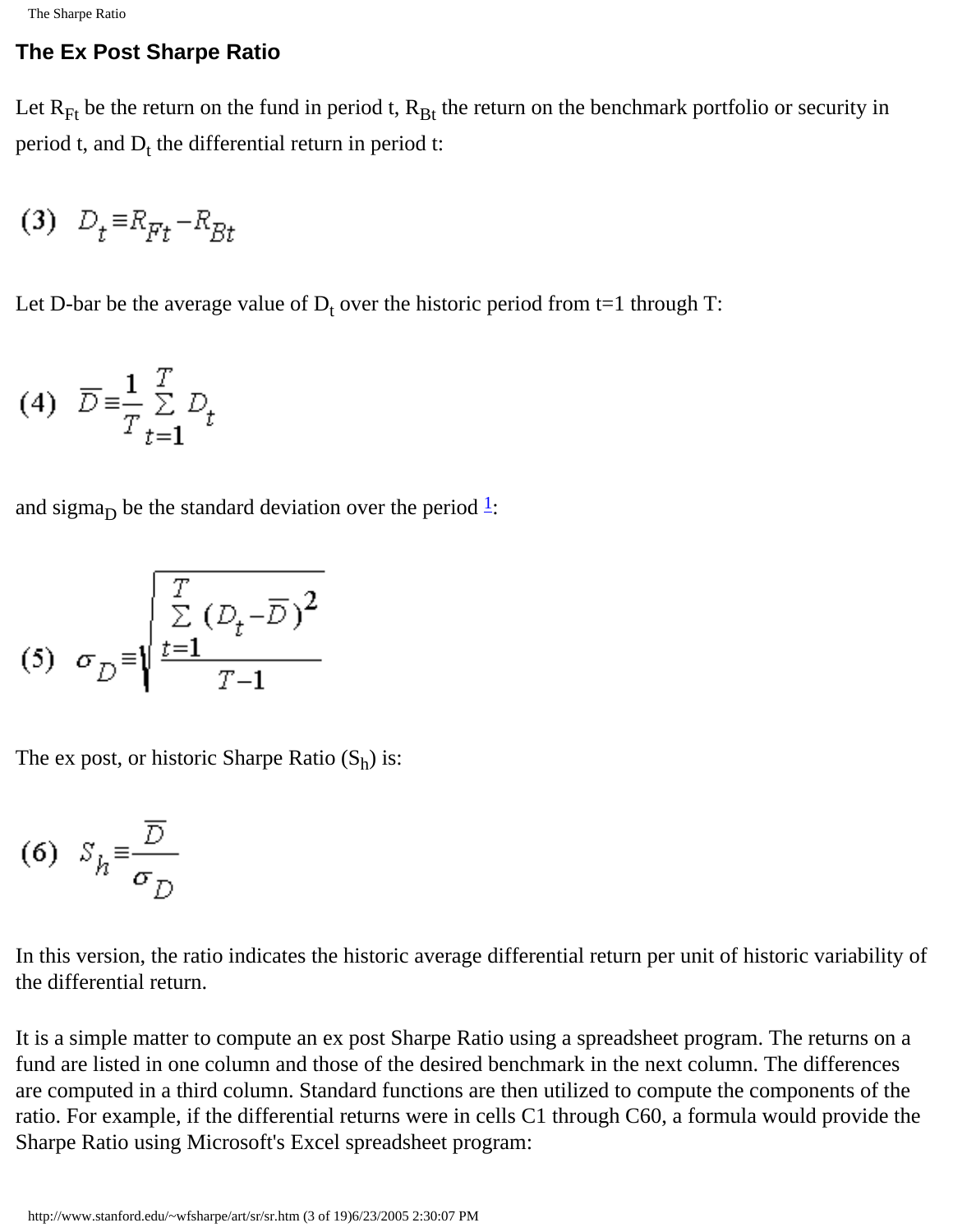## The Ex Post Sharpe Ratio

Let $R_{Ft}$ be the return on the fund in period t, $R_{Bt}$ the return on the benchmark portfolio or security in period t, and $D_t$ the differential return in period t:

$$(3) \quad D_t \equiv R_{Ft} - R_{Bt}$$

Let D-bar be the average value of $D_t$ over the historic period from t=1 through T:

$$(4) \quad \overline{D} \equiv \frac{1}{T} \sum_{t=1}^{T} D_t$$

and sigma$_D$ be the standard deviation over the period [1]:

$$(5) \quad \sigma_D \equiv \sqrt{\frac{\sum_{t=1}^{T} (D_t - \overline{D})^2}{T-1}}$$

The ex post, or historic Sharpe Ratio ($S_h$) is:

$$(6) \quad S_h \equiv \frac{\overline{D}}{\sigma_D}$$

In this version, the ratio indicates the historic average differential return per unit of historic variability of the differential return.

It is a simple matter to compute an ex post Sharpe Ratio using a spreadsheet program. The returns on a fund are listed in one column and those of the desired benchmark in the next column. The differences are computed in a third column. Standard functions are then utilized to compute the components of the ratio. For example, if the differential returns were in cells C1 through C60, a formula would provide the Sharpe Ratio using Microsoft's Excel spreadsheet program: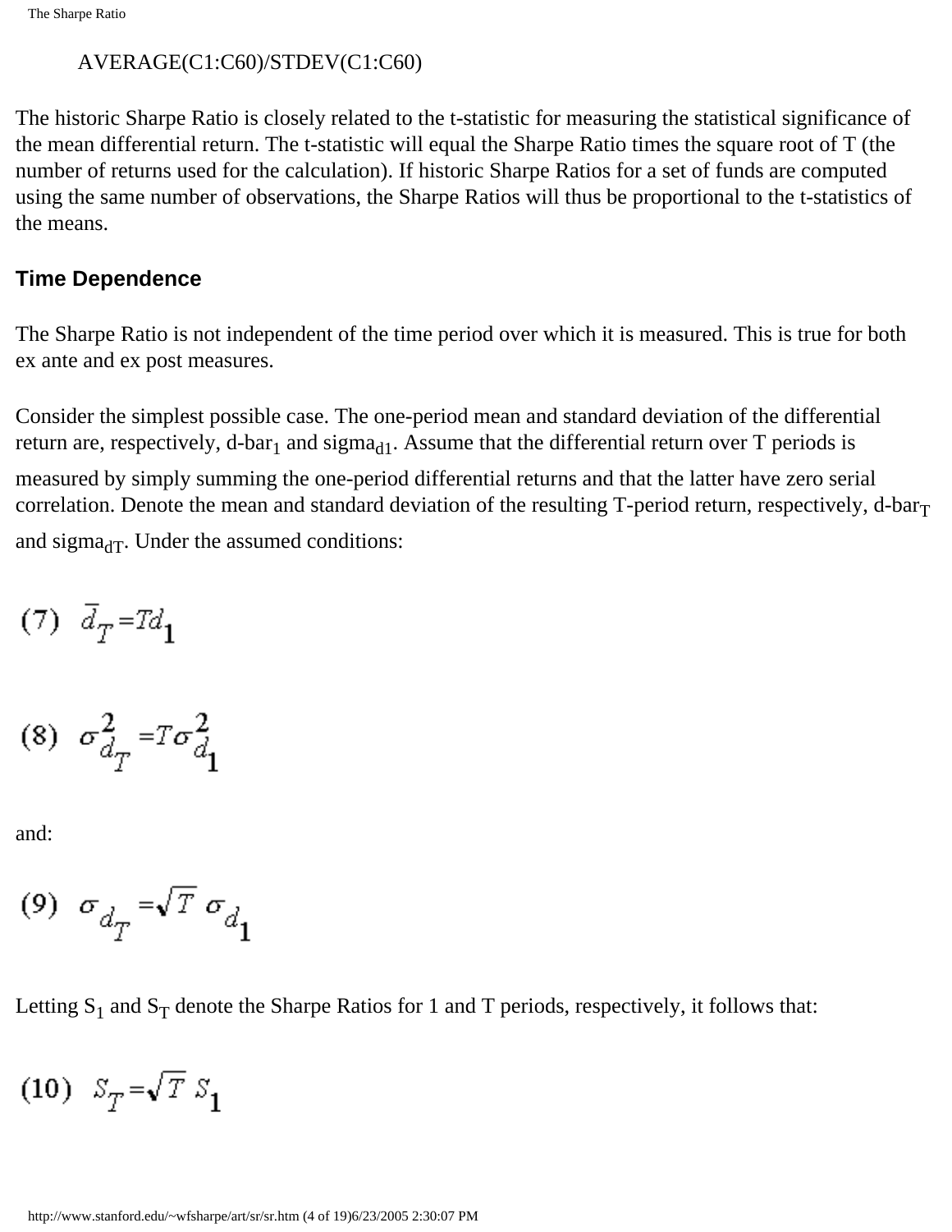```
AVERAGE(C1:C60)/STDEV(C1:C60)
```

The historic Sharpe Ratio is closely related to the t-statistic for measuring the statistical significance of the mean differential return. The t-statistic will equal the Sharpe Ratio times the square root of T (the number of returns used for the calculation). If historic Sharpe Ratios for a set of funds are computed using the same number of observations, the Sharpe Ratios will thus be proportional to the t-statistics of the means.

### Time Dependence

The Sharpe Ratio is not independent of the time period over which it is measured. This is true for both ex ante and ex post measures.

Consider the simplest possible case. The one-period mean and standard deviation of the differential return are, respectively, d-bar$_1$ and sigma$_{d1}$. Assume that the differential return over T periods is measured by simply summing the one-period differential returns and that the latter have zero serial correlation. Denote the mean and standard deviation of the resulting T-period return, respectively, d-bar$_T$ and sigma$_{dT}$. Under the assumed conditions:

$$(7) \quad \bar{d}_T = T d_1$$

$$(8) \quad \sigma^2_{d_T} = T \sigma^2_{d_1}$$

and:

$$(9) \quad \sigma_{d_T} = \sqrt{T} \, \sigma_{d_1}$$

Letting $S_1$ and $S_T$ denote the Sharpe Ratios for 1 and T periods, respectively, it follows that:

$$(10) \quad S_T = \sqrt{T} \, S_1$$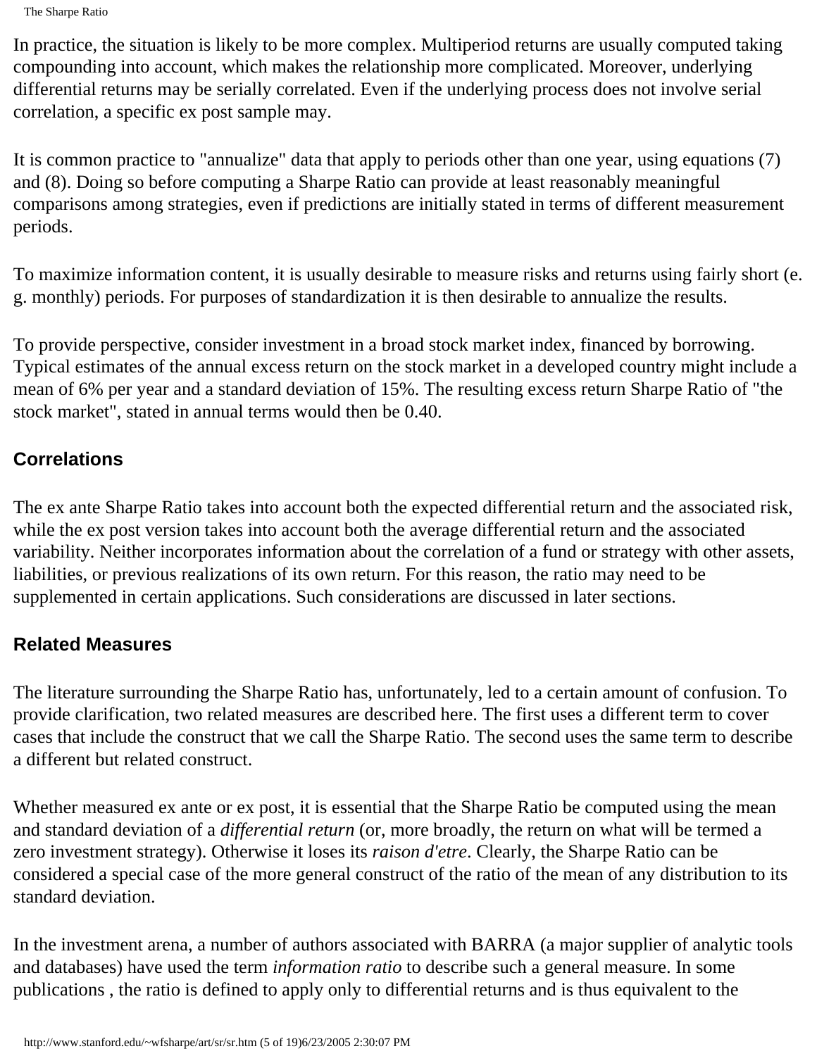In practice, the situation is likely to be more complex. Multiperiod returns are usually computed taking compounding into account, which makes the relationship more complicated. Moreover, underlying differential returns may be serially correlated. Even if the underlying process does not involve serial correlation, a specific ex post sample may.

It is common practice to "annualize" data that apply to periods other than one year, using equations (7) and (8). Doing so before computing a Sharpe Ratio can provide at least reasonably meaningful comparisons among strategies, even if predictions are initially stated in terms of different measurement periods.

To maximize information content, it is usually desirable to measure risks and returns using fairly short (e. g. monthly) periods. For purposes of standardization it is then desirable to annualize the results.

To provide perspective, consider investment in a broad stock market index, financed by borrowing. Typical estimates of the annual excess return on the stock market in a developed country might include a mean of 6% per year and a standard deviation of 15%. The resulting excess return Sharpe Ratio of "the stock market", stated in annual terms would then be 0.40.

## Correlations

The ex ante Sharpe Ratio takes into account both the expected differential return and the associated risk, while the ex post version takes into account both the average differential return and the associated variability. Neither incorporates information about the correlation of a fund or strategy with other assets, liabilities, or previous realizations of its own return. For this reason, the ratio may need to be supplemented in certain applications. Such considerations are discussed in later sections.

## Related Measures

The literature surrounding the Sharpe Ratio has, unfortunately, led to a certain amount of confusion. To provide clarification, two related measures are described here. The first uses a different term to cover cases that include the construct that we call the Sharpe Ratio. The second uses the same term to describe a different but related construct.

Whether measured ex ante or ex post, it is essential that the Sharpe Ratio be computed using the mean and standard deviation of a *differential return* (or, more broadly, the return on what will be termed a zero investment strategy). Otherwise it loses its *raison d'etre*. Clearly, the Sharpe Ratio can be considered a special case of the more general construct of the ratio of the mean of any distribution to its standard deviation.

In the investment arena, a number of authors associated with BARRA (a major supplier of analytic tools and databases) have used the term *information ratio* to describe such a general measure. In some publications , the ratio is defined to apply only to differential returns and is thus equivalent to the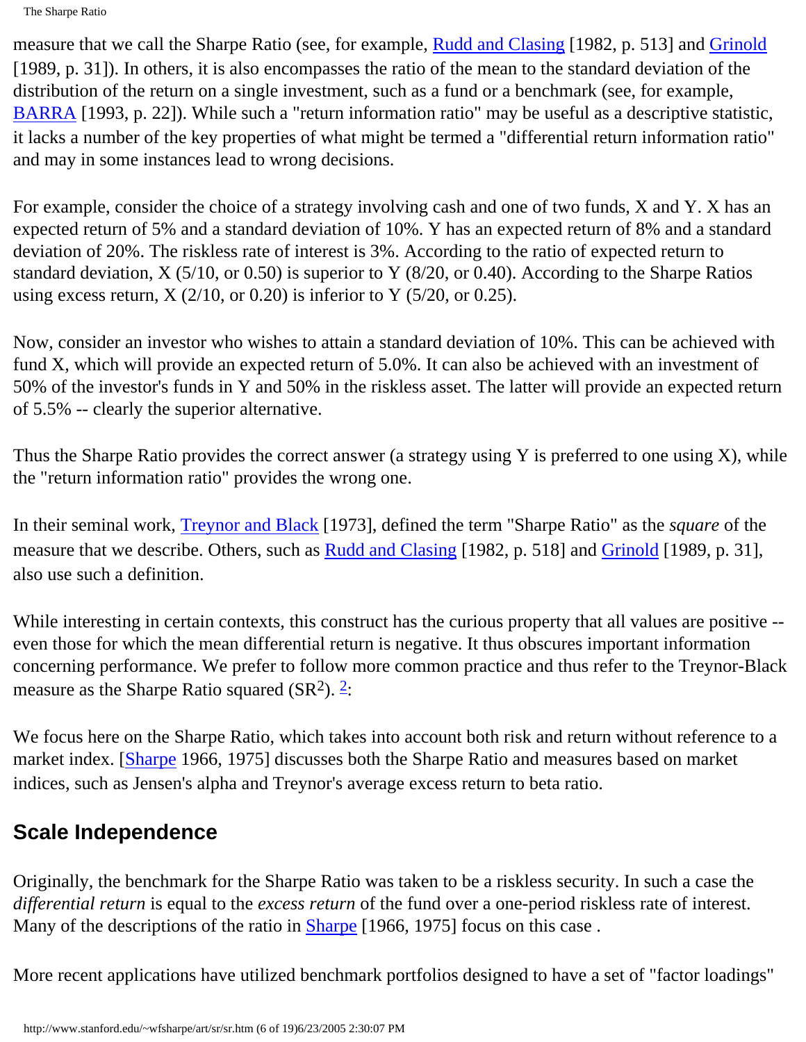measure that we call the Sharpe Ratio (see, for example, Rudd and Clasing [1982, p. 513] and Grinold [1989, p. 31]). In others, it is also encompasses the ratio of the mean to the standard deviation of the distribution of the return on a single investment, such as a fund or a benchmark (see, for example, BARRA [1993, p. 22]). While such a "return information ratio" may be useful as a descriptive statistic, it lacks a number of the key properties of what might be termed a "differential return information ratio" and may in some instances lead to wrong decisions.

For example, consider the choice of a strategy involving cash and one of two funds, X and Y. X has an expected return of 5% and a standard deviation of 10%. Y has an expected return of 8% and a standard deviation of 20%. The riskless rate of interest is 3%. According to the ratio of expected return to standard deviation, X (5/10, or 0.50) is superior to Y (8/20, or 0.40). According to the Sharpe Ratios using excess return, X (2/10, or 0.20) is inferior to Y (5/20, or 0.25).

Now, consider an investor who wishes to attain a standard deviation of 10%. This can be achieved with fund X, which will provide an expected return of 5.0%. It can also be achieved with an investment of 50% of the investor's funds in Y and 50% in the riskless asset. The latter will provide an expected return of 5.5% -- clearly the superior alternative.

Thus the Sharpe Ratio provides the correct answer (a strategy using Y is preferred to one using X), while the "return information ratio" provides the wrong one.

In their seminal work, Treynor and Black [1973], defined the term "Sharpe Ratio" as the *square* of the measure that we describe. Others, such as Rudd and Clasing [1982, p. 518] and Grinold [1989, p. 31], also use such a definition.

While interesting in certain contexts, this construct has the curious property that all values are positive -- even those for which the mean differential return is negative. It thus obscures important information concerning performance. We prefer to follow more common practice and thus refer to the Treynor-Black measure as the Sharpe Ratio squared ($SR^2$). [2]:

We focus here on the Sharpe Ratio, which takes into account both risk and return without reference to a market index. [Sharpe 1966, 1975] discusses both the Sharpe Ratio and measures based on market indices, such as Jensen's alpha and Treynor's average excess return to beta ratio.

## Scale Independence

Originally, the benchmark for the Sharpe Ratio was taken to be a riskless security. In such a case the *differential return* is equal to the *excess return* of the fund over a one-period riskless rate of interest. Many of the descriptions of the ratio in Sharpe [1966, 1975] focus on this case .

More recent applications have utilized benchmark portfolios designed to have a set of "factor loadings"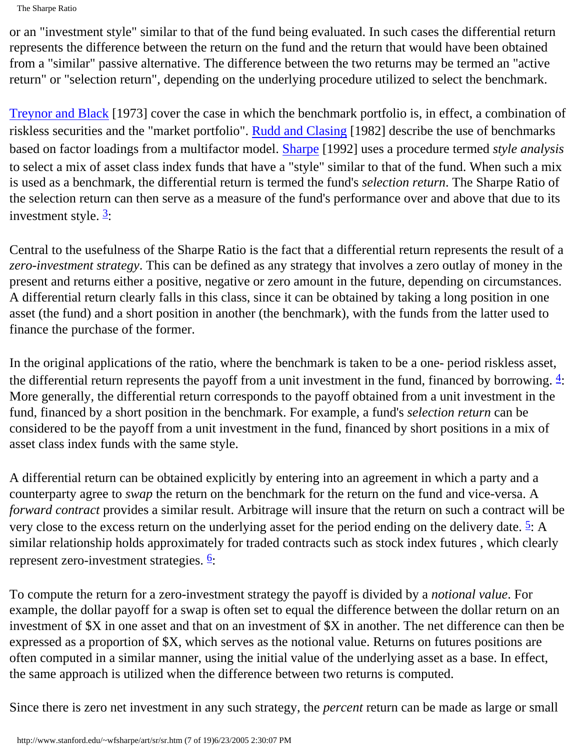or an "investment style" similar to that of the fund being evaluated. In such cases the differential return represents the difference between the return on the fund and the return that would have been obtained from a "similar" passive alternative. The difference between the two returns may be termed an "active return" or "selection return", depending on the underlying procedure utilized to select the benchmark.

Treynor and Black [1973] cover the case in which the benchmark portfolio is, in effect, a combination of riskless securities and the "market portfolio". Rudd and Clasing [1982] describe the use of benchmarks based on factor loadings from a multifactor model. Sharpe [1992] uses a procedure termed *style analysis* to select a mix of asset class index funds that have a "style" similar to that of the fund. When such a mix is used as a benchmark, the differential return is termed the fund's *selection return*. The Sharpe Ratio of the selection return can then serve as a measure of the fund's performance over and above that due to its investment style. [3]:

Central to the usefulness of the Sharpe Ratio is the fact that a differential return represents the result of a *zero-investment strategy*. This can be defined as any strategy that involves a zero outlay of money in the present and returns either a positive, negative or zero amount in the future, depending on circumstances. A differential return clearly falls in this class, since it can be obtained by taking a long position in one asset (the fund) and a short position in another (the benchmark), with the funds from the latter used to finance the purchase of the former.

In the original applications of the ratio, where the benchmark is taken to be a one- period riskless asset, the differential return represents the payoff from a unit investment in the fund, financed by borrowing. [4]: More generally, the differential return corresponds to the payoff obtained from a unit investment in the fund, financed by a short position in the benchmark. For example, a fund's *selection return* can be considered to be the payoff from a unit investment in the fund, financed by short positions in a mix of asset class index funds with the same style.

A differential return can be obtained explicitly by entering into an agreement in which a party and a counterparty agree to *swap* the return on the benchmark for the return on the fund and vice-versa. A *forward contract* provides a similar result. Arbitrage will insure that the return on such a contract will be very close to the excess return on the underlying asset for the period ending on the delivery date. [5]: A similar relationship holds approximately for traded contracts such as stock index futures , which clearly represent zero-investment strategies. [6]:

To compute the return for a zero-investment strategy the payoff is divided by a *notional value*. For example, the dollar payoff for a swap is often set to equal the difference between the dollar return on an investment of $X in one asset and that on an investment of $X in another. The net difference can then be expressed as a proportion of $X, which serves as the notional value. Returns on futures positions are often computed in a similar manner, using the initial value of the underlying asset as a base. In effect, the same approach is utilized when the difference between two returns is computed.

Since there is zero net investment in any such strategy, the *percent* return can be made as large or small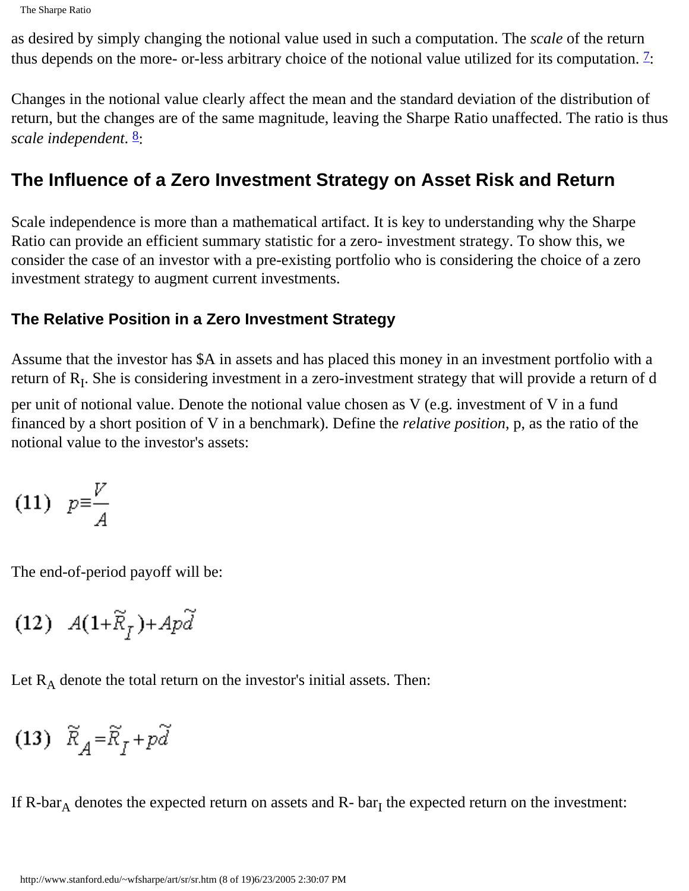as desired by simply changing the notional value used in such a computation. The *scale* of the return thus depends on the more- or-less arbitrary choice of the notional value utilized for its computation. [7]:

Changes in the notional value clearly affect the mean and the standard deviation of the distribution of return, but the changes are of the same magnitude, leaving the Sharpe Ratio unaffected. The ratio is thus *scale independent*. [8]:

## The Influence of a Zero Investment Strategy on Asset Risk and Return

Scale independence is more than a mathematical artifact. It is key to understanding why the Sharpe Ratio can provide an efficient summary statistic for a zero- investment strategy. To show this, we consider the case of an investor with a pre-existing portfolio who is considering the choice of a zero investment strategy to augment current investments.

### The Relative Position in a Zero Investment Strategy

Assume that the investor has \$A in assets and has placed this money in an investment portfolio with a return of $R_I$. She is considering investment in a zero-investment strategy that will provide a return of d per unit of notional value. Denote the notional value chosen as V (e.g. investment of V in a fund financed by a short position of V in a benchmark). Define the *relative position*, p, as the ratio of the notional value to the investor's assets:

$$(11) \quad p \equiv \frac{V}{A}$$

The end-of-period payoff will be:

$$(12) \quad A(1+\tilde{R}_I)+Ap\tilde{d}$$

Let $R_A$ denote the total return on the investor's initial assets. Then:

$$(13) \quad \tilde{R}_A = \tilde{R}_I + p\tilde{d}$$

If R-bar$_A$ denotes the expected return on assets and R- bar$_I$ the expected return on the investment: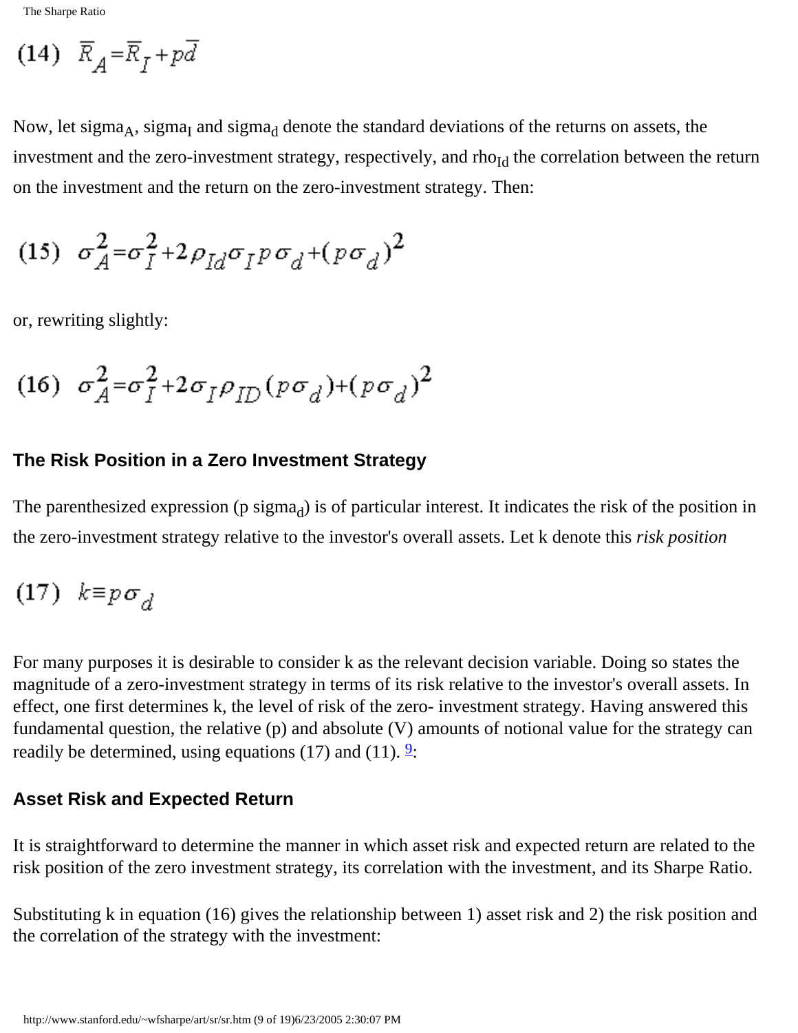$$(14)\quad \overline{R}_A = \overline{R}_I + p\overline{d}$$

Now, let $\sigma_A$, $\sigma_I$ and $\sigma_d$ denote the standard deviations of the returns on assets, the investment and the zero-investment strategy, respectively, and $\rho_{Id}$ the correlation between the return on the investment and the return on the zero-investment strategy. Then:

$$(15)\quad \sigma_A^2 = \sigma_I^2 + 2\rho_{Id}\sigma_I p\sigma_d + (p\sigma_d)^2$$

or, rewriting slightly:

$$(16)\quad \sigma_A^2 = \sigma_I^2 + 2\sigma_I\rho_{ID}(p\sigma_d) + (p\sigma_d)^2$$

### The Risk Position in a Zero Investment Strategy

The parenthesized expression ($p\sigma_d$) is of particular interest. It indicates the risk of the position in the zero-investment strategy relative to the investor's overall assets. Let k denote this *risk position*

$$(17)\quad k \equiv p\sigma_d$$

For many purposes it is desirable to consider k as the relevant decision variable. Doing so states the magnitude of a zero-investment strategy in terms of its risk relative to the investor's overall assets. In effect, one first determines k, the level of risk of the zero- investment strategy. Having answered this fundamental question, the relative (p) and absolute (V) amounts of notional value for the strategy can readily be determined, using equations (17) and (11). [9]:

### Asset Risk and Expected Return

It is straightforward to determine the manner in which asset risk and expected return are related to the risk position of the zero investment strategy, its correlation with the investment, and its Sharpe Ratio.

Substituting k in equation (16) gives the relationship between 1) asset risk and 2) the risk position and the correlation of the strategy with the investment: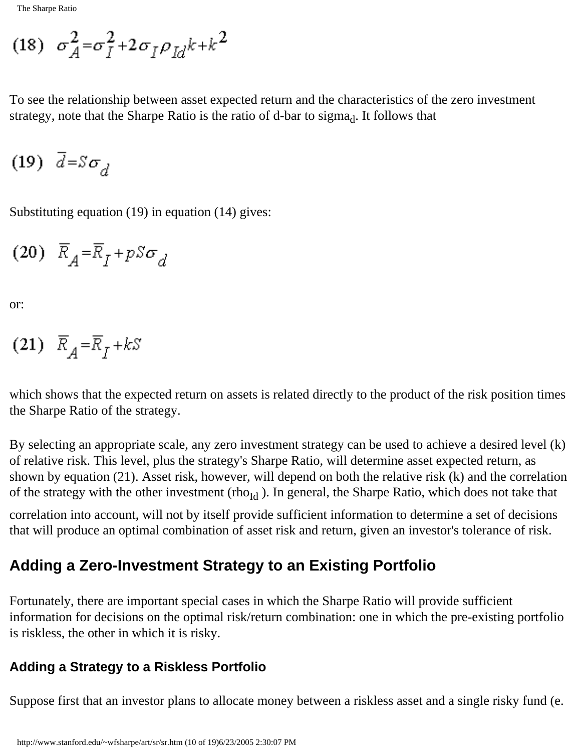$$(18)\quad \sigma_A^2 = \sigma_I^2 + 2\sigma_I \rho_{Id} k + k^2$$

To see the relationship between asset expected return and the characteristics of the zero investment strategy, note that the Sharpe Ratio is the ratio of d-bar to $sigma_d$. It follows that

$$(19)\quad \bar{d} = S\sigma_d$$

Substituting equation (19) in equation (14) gives:

$$(20)\quad \bar{R}_A = \bar{R}_I + pS\sigma_d$$

or:

$$(21)\quad \bar{R}_A = \bar{R}_I + kS$$

which shows that the expected return on assets is related directly to the product of the risk position times the Sharpe Ratio of the strategy.

By selecting an appropriate scale, any zero investment strategy can be used to achieve a desired level (k) of relative risk. This level, plus the strategy's Sharpe Ratio, will determine asset expected return, as shown by equation (21). Asset risk, however, will depend on both the relative risk (k) and the correlation of the strategy with the other investment ($rho_{Id}$ ). In general, the Sharpe Ratio, which does not take that correlation into account, will not by itself provide sufficient information to determine a set of decisions that will produce an optimal combination of asset risk and return, given an investor's tolerance of risk.

## Adding a Zero-Investment Strategy to an Existing Portfolio

Fortunately, there are important special cases in which the Sharpe Ratio will provide sufficient information for decisions on the optimal risk/return combination: one in which the pre-existing portfolio is riskless, the other in which it is risky.

### Adding a Strategy to a Riskless Portfolio

Suppose first that an investor plans to allocate money between a riskless asset and a single risky fund (e.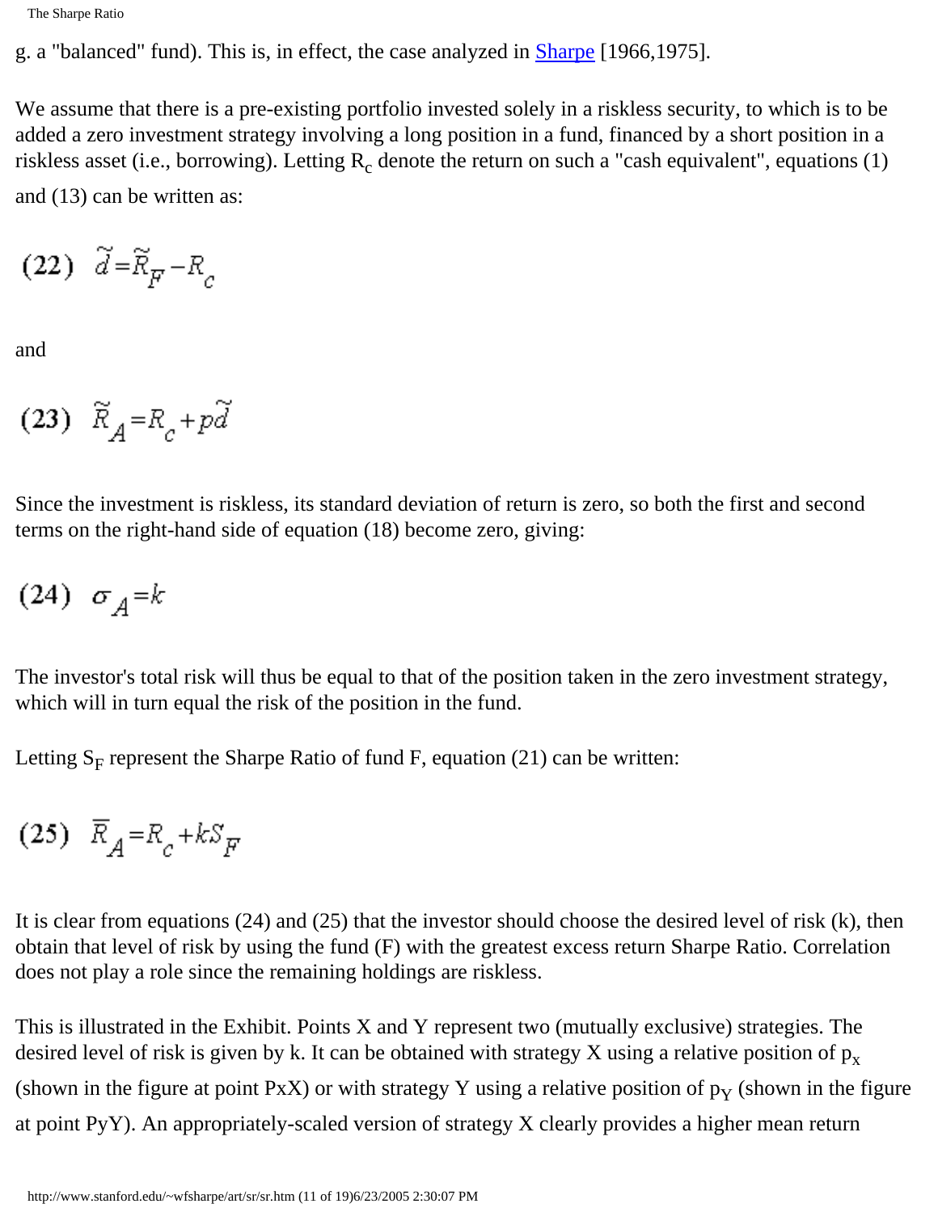g. a "balanced" fund). This is, in effect, the case analyzed in Sharpe [1966,1975].

We assume that there is a pre-existing portfolio invested solely in a riskless security, to which is to be added a zero investment strategy involving a long position in a fund, financed by a short position in a riskless asset (i.e., borrowing). Letting $R_c$ denote the return on such a "cash equivalent", equations (1) and (13) can be written as:

$$(22) \quad \tilde{d} = \tilde{R}_F - R_c$$

and

$$(23) \quad \tilde{R}_A = R_c + p\tilde{d}$$

Since the investment is riskless, its standard deviation of return is zero, so both the first and second terms on the right-hand side of equation (18) become zero, giving:

$$(24) \quad \sigma_A = k$$

The investor's total risk will thus be equal to that of the position taken in the zero investment strategy, which will in turn equal the risk of the position in the fund.

Letting $S_F$ represent the Sharpe Ratio of fund F, equation (21) can be written:

$$(25) \quad \bar{R}_A = R_c + kS_F$$

It is clear from equations (24) and (25) that the investor should choose the desired level of risk (k), then obtain that level of risk by using the fund (F) with the greatest excess return Sharpe Ratio. Correlation does not play a role since the remaining holdings are riskless.

This is illustrated in the Exhibit. Points X and Y represent two (mutually exclusive) strategies. The desired level of risk is given by k. It can be obtained with strategy X using a relative position of $p_X$ (shown in the figure at point PxX) or with strategy Y using a relative position of $p_Y$ (shown in the figure at point PyY). An appropriately-scaled version of strategy X clearly provides a higher mean return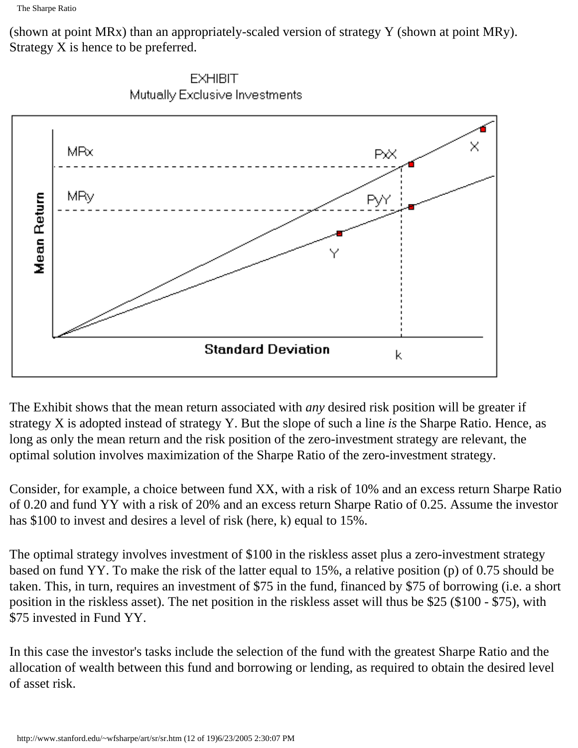(shown at point MRx) than an appropriately-scaled version of strategy Y (shown at point MRy). Strategy X is hence to be preferred.

EXHIBIT
Mutually Exclusive Investments

The Exhibit shows that the mean return associated with *any* desired risk position will be greater if strategy X is adopted instead of strategy Y. But the slope of such a line *is* the Sharpe Ratio. Hence, as long as only the mean return and the risk position of the zero-investment strategy are relevant, the optimal solution involves maximization of the Sharpe Ratio of the zero-investment strategy.

Consider, for example, a choice between fund XX, with a risk of 10% and an excess return Sharpe Ratio of 0.20 and fund YY with a risk of 20% and an excess return Sharpe Ratio of 0.25. Assume the investor has $100 to invest and desires a level of risk (here, k) equal to 15%.

The optimal strategy involves investment of $100 in the riskless asset plus a zero-investment strategy based on fund YY. To make the risk of the latter equal to 15%, a relative position (p) of 0.75 should be taken. This, in turn, requires an investment of $75 in the fund, financed by $75 of borrowing (i.e. a short position in the riskless asset). The net position in the riskless asset will thus be $25 ($100 - $75), with $75 invested in Fund YY.

In this case the investor's tasks include the selection of the fund with the greatest Sharpe Ratio and the allocation of wealth between this fund and borrowing or lending, as required to obtain the desired level of asset risk.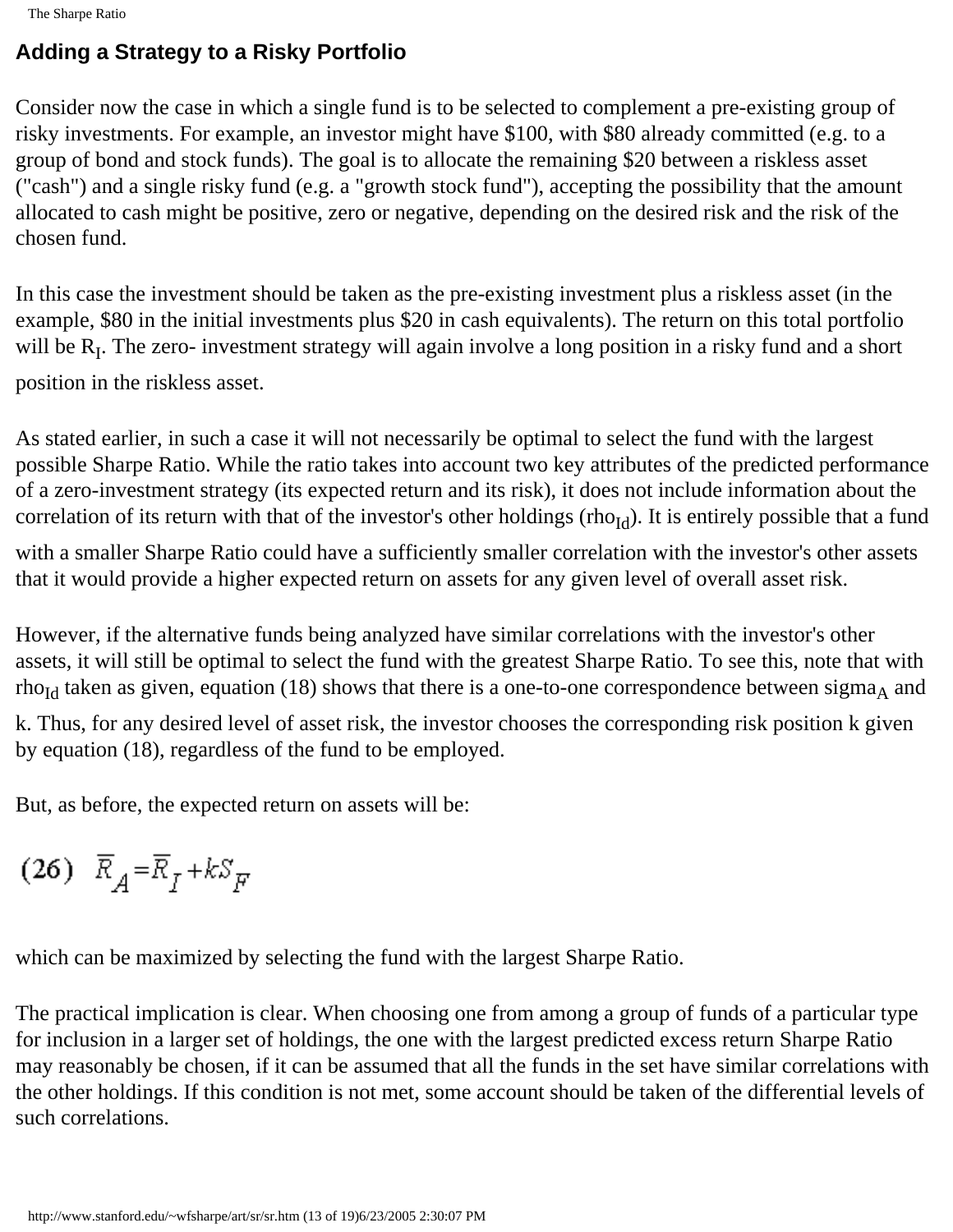## Adding a Strategy to a Risky Portfolio

Consider now the case in which a single fund is to be selected to complement a pre-existing group of risky investments. For example, an investor might have \$100, with \$80 already committed (e.g. to a group of bond and stock funds). The goal is to allocate the remaining \$20 between a riskless asset ("cash") and a single risky fund (e.g. a "growth stock fund"), accepting the possibility that the amount allocated to cash might be positive, zero or negative, depending on the desired risk and the risk of the chosen fund.

In this case the investment should be taken as the pre-existing investment plus a riskless asset (in the example, \$80 in the initial investments plus \$20 in cash equivalents). The return on this total portfolio will be $R_I$. The zero- investment strategy will again involve a long position in a risky fund and a short position in the riskless asset.

As stated earlier, in such a case it will not necessarily be optimal to select the fund with the largest possible Sharpe Ratio. While the ratio takes into account two key attributes of the predicted performance of a zero-investment strategy (its expected return and its risk), it does not include information about the correlation of its return with that of the investor's other holdings ($\rho_{Id}$). It is entirely possible that a fund with a smaller Sharpe Ratio could have a sufficiently smaller correlation with the investor's other assets that it would provide a higher expected return on assets for any given level of overall asset risk.

However, if the alternative funds being analyzed have similar correlations with the investor's other assets, it will still be optimal to select the fund with the greatest Sharpe Ratio. To see this, note that with $\rho_{Id}$ taken as given, equation (18) shows that there is a one-to-one correspondence between $\sigma_A$ and k. Thus, for any desired level of asset risk, the investor chooses the corresponding risk position k given by equation (18), regardless of the fund to be employed.

But, as before, the expected return on assets will be:

$$(26) \quad \bar{R}_A = \bar{R}_I + kS_F$$

which can be maximized by selecting the fund with the largest Sharpe Ratio.

The practical implication is clear. When choosing one from among a group of funds of a particular type for inclusion in a larger set of holdings, the one with the largest predicted excess return Sharpe Ratio may reasonably be chosen, if it can be assumed that all the funds in the set have similar correlations with the other holdings. If this condition is not met, some account should be taken of the differential levels of such correlations.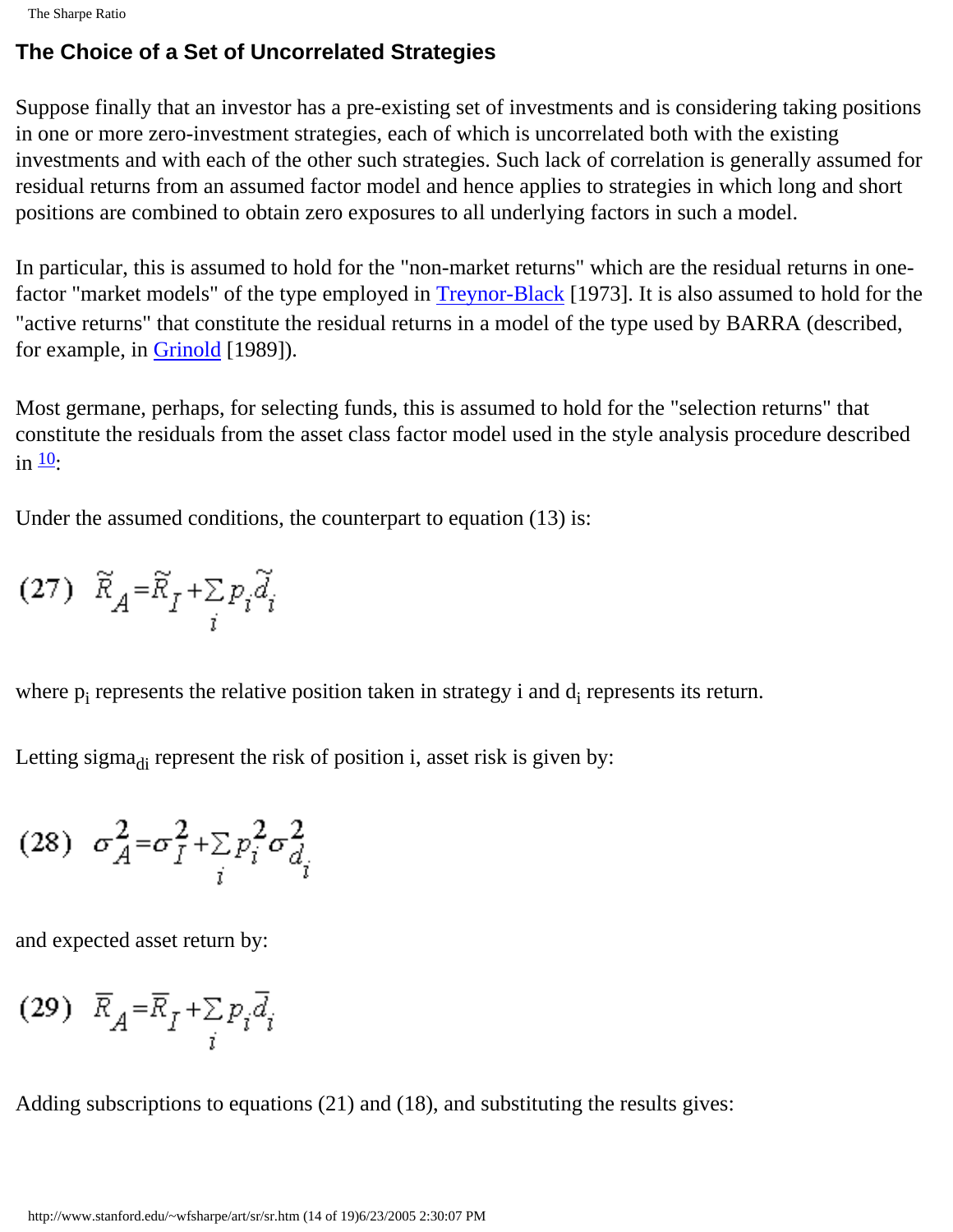## The Choice of a Set of Uncorrelated Strategies

Suppose finally that an investor has a pre-existing set of investments and is considering taking positions in one or more zero-investment strategies, each of which is uncorrelated both with the existing investments and with each of the other such strategies. Such lack of correlation is generally assumed for residual returns from an assumed factor model and hence applies to strategies in which long and short positions are combined to obtain zero exposures to all underlying factors in such a model.

In particular, this is assumed to hold for the "non-market returns" which are the residual returns in one-factor "market models" of the type employed in Treynor-Black [1973]. It is also assumed to hold for the "active returns" that constitute the residual returns in a model of the type used by BARRA (described, for example, in Grinold [1989]).

Most germane, perhaps, for selecting funds, this is assumed to hold for the "selection returns" that constitute the residuals from the asset class factor model used in the style analysis procedure described in [10]:

Under the assumed conditions, the counterpart to equation (13) is:

$$(27) \quad \tilde{R}_A = \tilde{R}_I + \sum_i p_i \tilde{d}_i$$

where $p_i$ represents the relative position taken in strategy i and $d_i$ represents its return.

Letting $\sigma_{d_i}$ represent the risk of position i, asset risk is given by:

$$(28) \quad \sigma_A^2 = \sigma_I^2 + \sum_i p_i^2 \sigma_{d_i}^2$$

and expected asset return by:

$$(29) \quad \bar{R}_A = \bar{R}_I + \sum_i p_i \bar{d}_i$$

Adding subscriptions to equations (21) and (18), and substituting the results gives: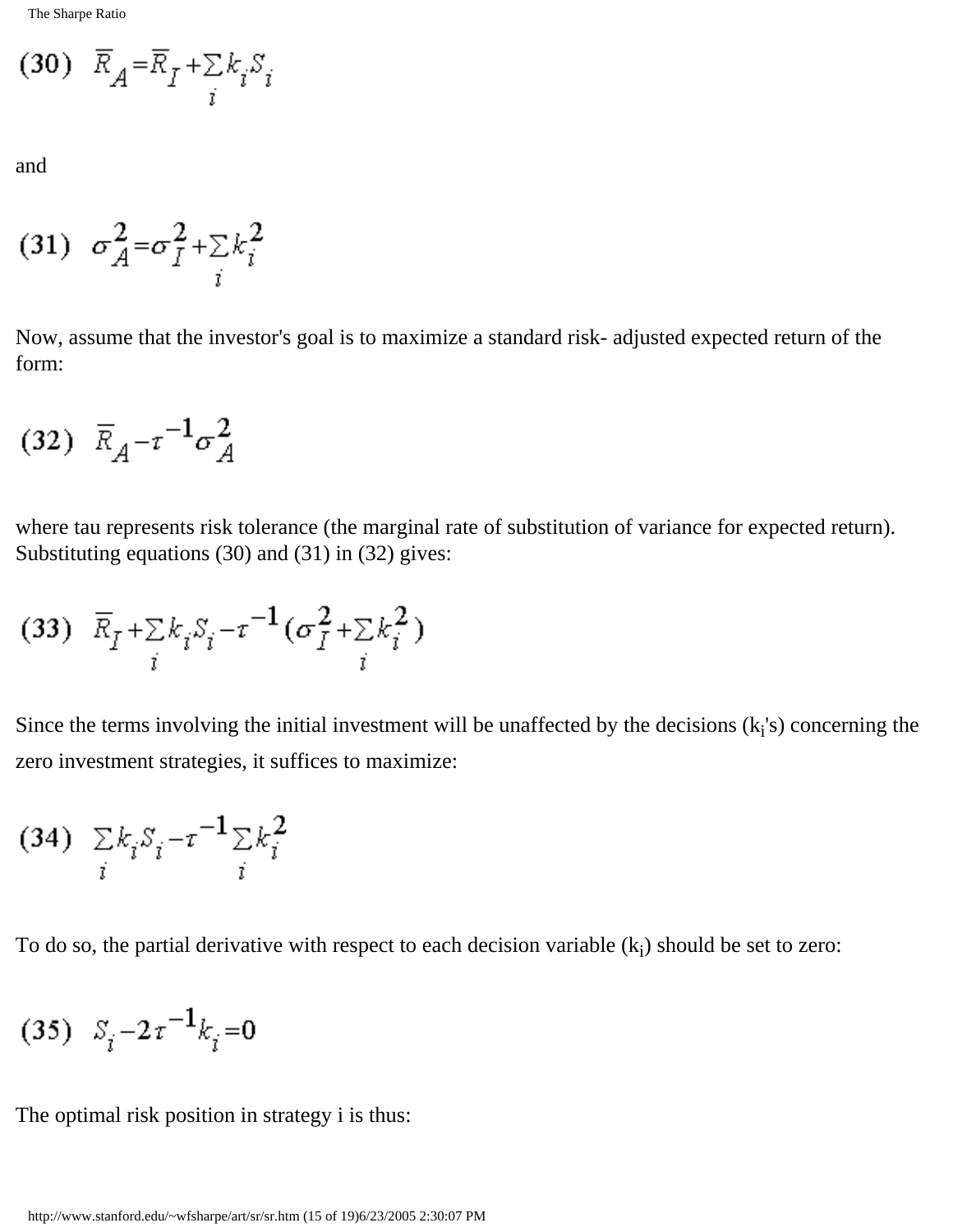$$(30) \quad \bar{R}_A = \bar{R}_I + \sum_i k_i S_i$$

and

$$(31) \quad \sigma_A^2 = \sigma_I^2 + \sum_i k_i^2$$

Now, assume that the investor's goal is to maximize a standard risk- adjusted expected return of the form:

$$(32) \quad \bar{R}_A - \tau^{-1} \sigma_A^2$$

where tau represents risk tolerance (the marginal rate of substitution of variance for expected return). Substituting equations (30) and (31) in (32) gives:

$$(33) \quad \bar{R}_I + \sum_i k_i S_i - \tau^{-1} (\sigma_I^2 + \sum_i k_i^2)$$

Since the terms involving the initial investment will be unaffected by the decisions ($k_i$'s) concerning the zero investment strategies, it suffices to maximize:

$$(34) \quad \sum_i k_i S_i - \tau^{-1} \sum_i k_i^2$$

To do so, the partial derivative with respect to each decision variable ($k_i$) should be set to zero:

$$(35) \quad S_i - 2\tau^{-1} k_i = 0$$

The optimal risk position in strategy i is thus: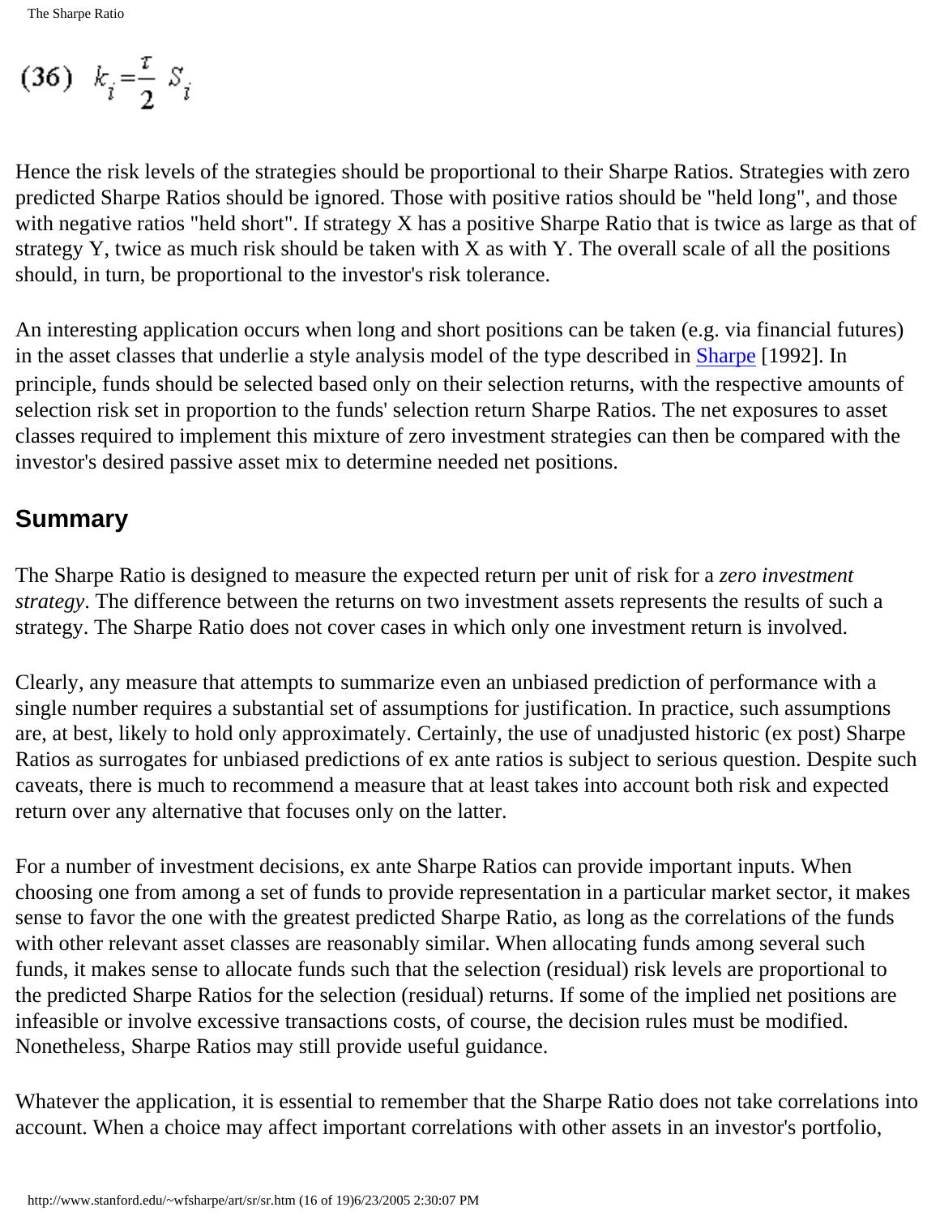$$(36)\quad k_i = \frac{t}{2}\, S_i$$

Hence the risk levels of the strategies should be proportional to their Sharpe Ratios. Strategies with zero predicted Sharpe Ratios should be ignored. Those with positive ratios should be "held long", and those with negative ratios "held short". If strategy X has a positive Sharpe Ratio that is twice as large as that of strategy Y, twice as much risk should be taken with X as with Y. The overall scale of all the positions should, in turn, be proportional to the investor's risk tolerance.

An interesting application occurs when long and short positions can be taken (e.g. via financial futures) in the asset classes that underlie a style analysis model of the type described in Sharpe [1992]. In principle, funds should be selected based only on their selection returns, with the respective amounts of selection risk set in proportion to the funds' selection return Sharpe Ratios. The net exposures to asset classes required to implement this mixture of zero investment strategies can then be compared with the investor's desired passive asset mix to determine needed net positions.

## Summary

The Sharpe Ratio is designed to measure the expected return per unit of risk for a *zero investment strategy*. The difference between the returns on two investment assets represents the results of such a strategy. The Sharpe Ratio does not cover cases in which only one investment return is involved.

Clearly, any measure that attempts to summarize even an unbiased prediction of performance with a single number requires a substantial set of assumptions for justification. In practice, such assumptions are, at best, likely to hold only approximately. Certainly, the use of unadjusted historic (ex post) Sharpe Ratios as surrogates for unbiased predictions of ex ante ratios is subject to serious question. Despite such caveats, there is much to recommend a measure that at least takes into account both risk and expected return over any alternative that focuses only on the latter.

For a number of investment decisions, ex ante Sharpe Ratios can provide important inputs. When choosing one from among a set of funds to provide representation in a particular market sector, it makes sense to favor the one with the greatest predicted Sharpe Ratio, as long as the correlations of the funds with other relevant asset classes are reasonably similar. When allocating funds among several such funds, it makes sense to allocate funds such that the selection (residual) risk levels are proportional to the predicted Sharpe Ratios for the selection (residual) returns. If some of the implied net positions are infeasible or involve excessive transactions costs, of course, the decision rules must be modified. Nonetheless, Sharpe Ratios may still provide useful guidance.

Whatever the application, it is essential to remember that the Sharpe Ratio does not take correlations into account. When a choice may affect important correlations with other assets in an investor's portfolio,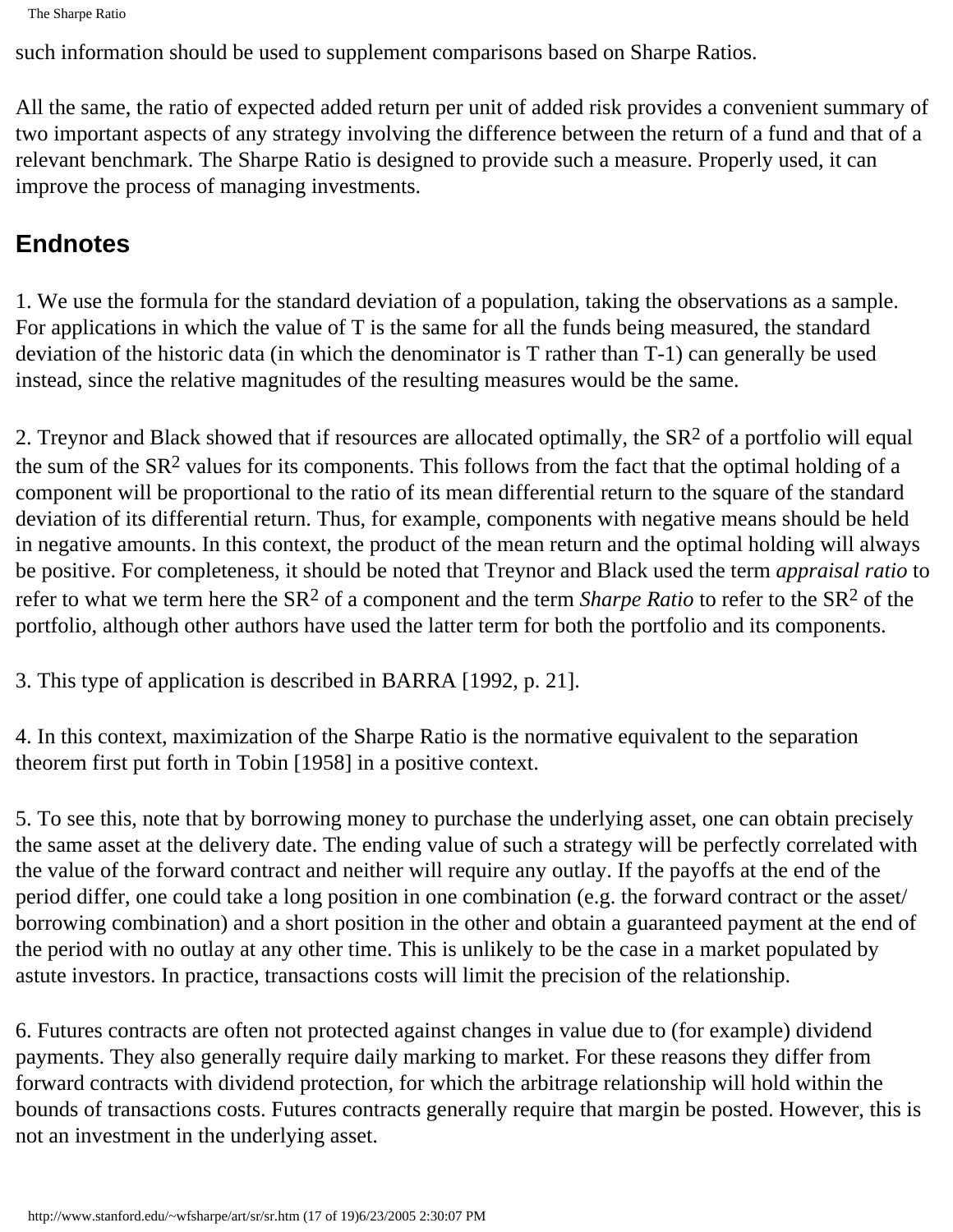such information should be used to supplement comparisons based on Sharpe Ratios.

All the same, the ratio of expected added return per unit of added risk provides a convenient summary of two important aspects of any strategy involving the difference between the return of a fund and that of a relevant benchmark. The Sharpe Ratio is designed to provide such a measure. Properly used, it can improve the process of managing investments.

## Endnotes

1. We use the formula for the standard deviation of a population, taking the observations as a sample. For applications in which the value of T is the same for all the funds being measured, the standard deviation of the historic data (in which the denominator is T rather than T-1) can generally be used instead, since the relative magnitudes of the resulting measures would be the same.

2. Treynor and Black showed that if resources are allocated optimally, the $SR^2$ of a portfolio will equal the sum of the $SR^2$ values for its components. This follows from the fact that the optimal holding of a component will be proportional to the ratio of its mean differential return to the square of the standard deviation of its differential return. Thus, for example, components with negative means should be held in negative amounts. In this context, the product of the mean return and the optimal holding will always be positive. For completeness, it should be noted that Treynor and Black used the term *appraisal ratio* to refer to what we term here the $SR^2$ of a component and the term *Sharpe Ratio* to refer to the $SR^2$ of the portfolio, although other authors have used the latter term for both the portfolio and its components.

3. This type of application is described in BARRA [1992, p. 21].

4. In this context, maximization of the Sharpe Ratio is the normative equivalent to the separation theorem first put forth in Tobin [1958] in a positive context.

5. To see this, note that by borrowing money to purchase the underlying asset, one can obtain precisely the same asset at the delivery date. The ending value of such a strategy will be perfectly correlated with the value of the forward contract and neither will require any outlay. If the payoffs at the end of the period differ, one could take a long position in one combination (e.g. the forward contract or the asset/borrowing combination) and a short position in the other and obtain a guaranteed payment at the end of the period with no outlay at any other time. This is unlikely to be the case in a market populated by astute investors. In practice, transactions costs will limit the precision of the relationship.

6. Futures contracts are often not protected against changes in value due to (for example) dividend payments. They also generally require daily marking to market. For these reasons they differ from forward contracts with dividend protection, for which the arbitrage relationship will hold within the bounds of transactions costs. Futures contracts generally require that margin be posted. However, this is not an investment in the underlying asset.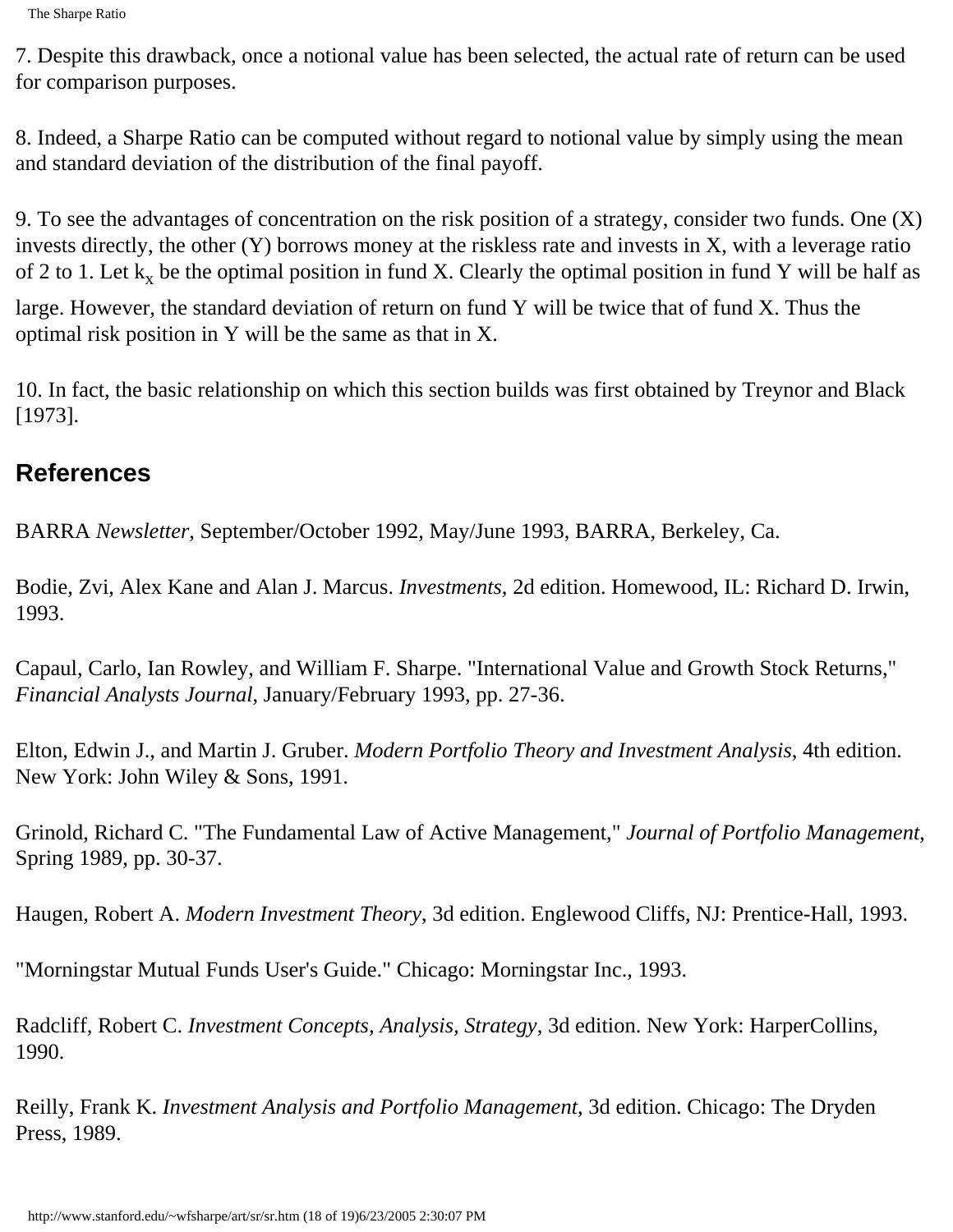7. Despite this drawback, once a notional value has been selected, the actual rate of return can be used for comparison purposes.

8. Indeed, a Sharpe Ratio can be computed without regard to notional value by simply using the mean and standard deviation of the distribution of the final payoff.

9. To see the advantages of concentration on the risk position of a strategy, consider two funds. One (X) invests directly, the other (Y) borrows money at the riskless rate and invests in X, with a leverage ratio of 2 to 1. Let $k_x$ be the optimal position in fund X. Clearly the optimal position in fund Y will be half as large. However, the standard deviation of return on fund Y will be twice that of fund X. Thus the optimal risk position in Y will be the same as that in X.

10. In fact, the basic relationship on which this section builds was first obtained by Treynor and Black [1973].

## References

BARRA *Newsletter*, September/October 1992, May/June 1993, BARRA, Berkeley, Ca.

Bodie, Zvi, Alex Kane and Alan J. Marcus. *Investments*, 2d edition. Homewood, IL: Richard D. Irwin, 1993.

Capaul, Carlo, Ian Rowley, and William F. Sharpe. "International Value and Growth Stock Returns," *Financial Analysts Journal*, January/February 1993, pp. 27-36.

Elton, Edwin J., and Martin J. Gruber. *Modern Portfolio Theory and Investment Analysis*, 4th edition. New York: John Wiley & Sons, 1991.

Grinold, Richard C. "The Fundamental Law of Active Management," *Journal of Portfolio Management*, Spring 1989, pp. 30-37.

Haugen, Robert A. *Modern Investment Theory*, 3d edition. Englewood Cliffs, NJ: Prentice-Hall, 1993.

"Morningstar Mutual Funds User's Guide." Chicago: Morningstar Inc., 1993.

Radcliff, Robert C. *Investment Concepts, Analysis, Strategy*, 3d edition. New York: HarperCollins, 1990.

Reilly, Frank K. *Investment Analysis and Portfolio Management*, 3d edition. Chicago: The Dryden Press, 1989.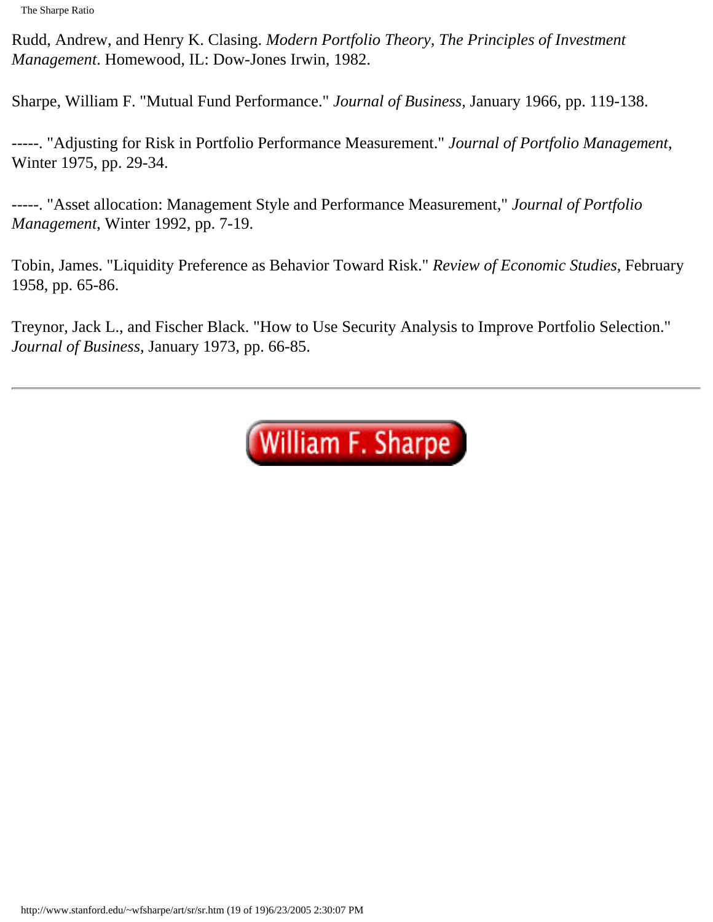Rudd, Andrew, and Henry K. Clasing. *Modern Portfolio Theory, The Principles of Investment Management*. Homewood, IL: Dow-Jones Irwin, 1982.

Sharpe, William F. "Mutual Fund Performance." *Journal of Business*, January 1966, pp. 119-138.

-----. "Adjusting for Risk in Portfolio Performance Measurement." *Journal of Portfolio Management*, Winter 1975, pp. 29-34.

-----. "Asset allocation: Management Style and Performance Measurement," *Journal of Portfolio Management*, Winter 1992, pp. 7-19.

Tobin, James. "Liquidity Preference as Behavior Toward Risk." *Review of Economic Studies*, February 1958, pp. 65-86.

Treynor, Jack L., and Fischer Black. "How to Use Security Analysis to Improve Portfolio Selection." *Journal of Business*, January 1973, pp. 66-85.

---

William F. Sharpe